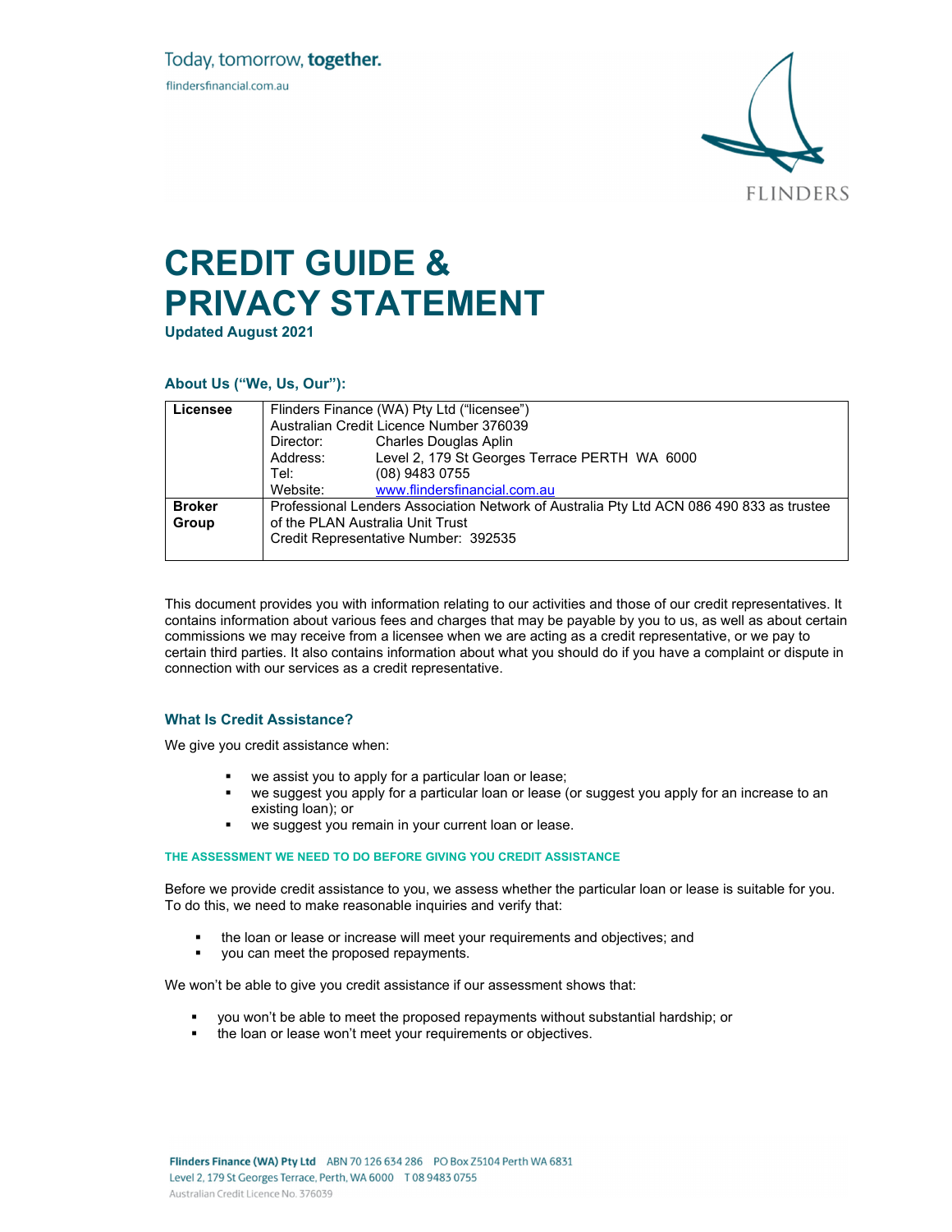Today, tomorrow, **together.**

flindersfinancial.com.au

FLINDERS

# CREDIT GUIDE & PRIVACY STATEMENT

**Updated August 2021**

### About Us ("We, Us, Our"):

| | |
|---|---|
| **Licensee** | Flinders Finance (WA) Pty Ltd ("licensee")<br>Australian Credit Licence Number 376039<br>Director: Charles Douglas Aplin<br>Address: Level 2, 179 St Georges Terrace PERTH WA 6000<br>Tel: (08) 9483 0755<br>Website: www.flindersfinancial.com.au |
| **Broker Group** | Professional Lenders Association Network of Australia Pty Ltd ACN 086 490 833 as trustee of the PLAN Australia Unit Trust<br>Credit Representative Number: 392535 |

This document provides you with information relating to our activities and those of our credit representatives. It contains information about various fees and charges that may be payable by you to us, as well as about certain commissions we may receive from a licensee when we are acting as a credit representative, or we pay to certain third parties. It also contains information about what you should do if you have a complaint or dispute in connection with our services as a credit representative.

### What Is Credit Assistance?

We give you credit assistance when:

- we assist you to apply for a particular loan or lease;
- we suggest you apply for a particular loan or lease (or suggest you apply for an increase to an existing loan); or
- we suggest you remain in your current loan or lease.

#### THE ASSESSMENT WE NEED TO DO BEFORE GIVING YOU CREDIT ASSISTANCE

Before we provide credit assistance to you, we assess whether the particular loan or lease is suitable for you. To do this, we need to make reasonable inquiries and verify that:

- the loan or lease or increase will meet your requirements and objectives; and
- you can meet the proposed repayments.

We won't be able to give you credit assistance if our assessment shows that:

- you won't be able to meet the proposed repayments without substantial hardship; or
- the loan or lease won't meet your requirements or objectives.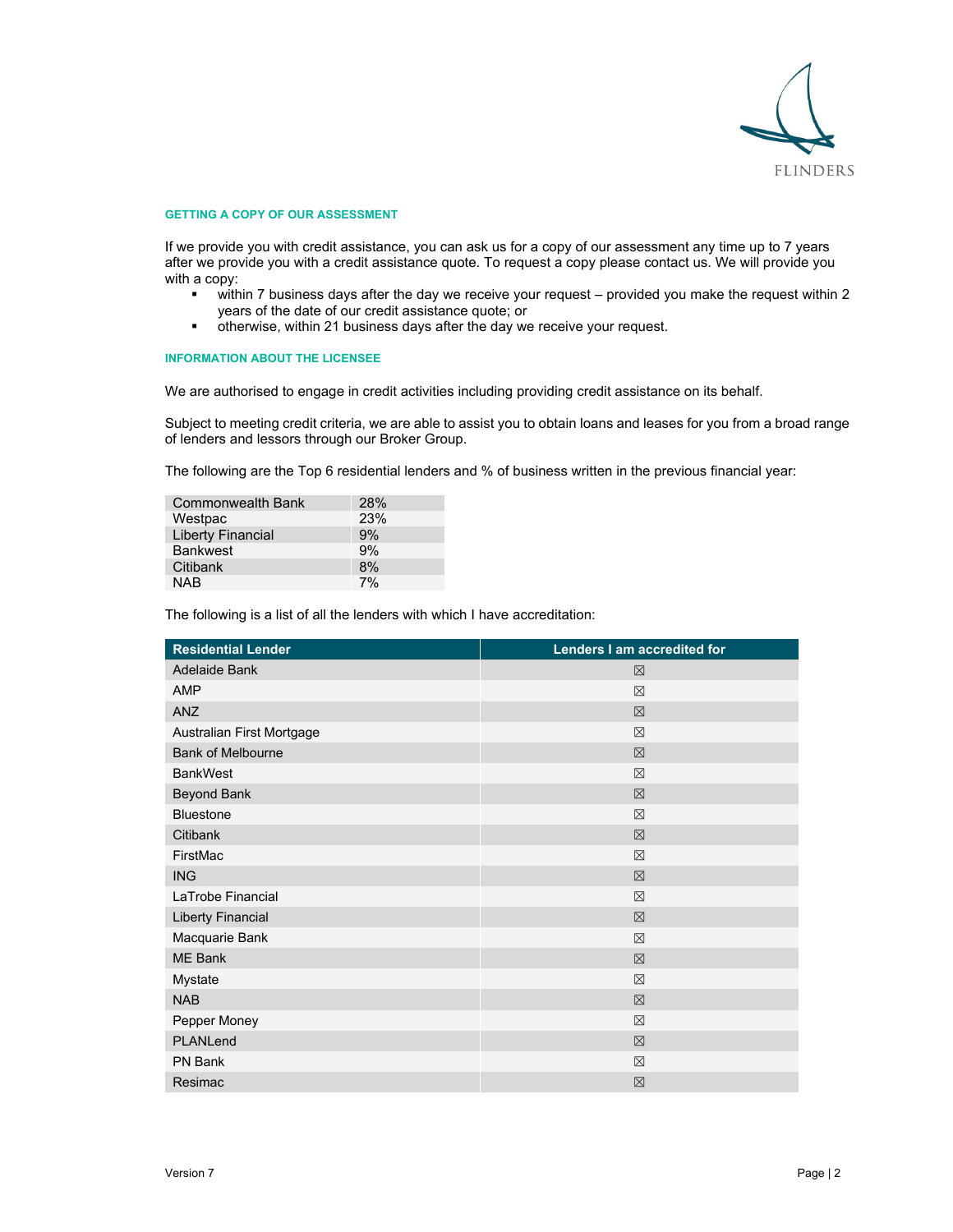## GETTING A COPY OF OUR ASSESSMENT

If we provide you with credit assistance, you can ask us for a copy of our assessment any time up to 7 years after we provide you with a credit assistance quote. To request a copy please contact us. We will provide you with a copy:

- within 7 business days after the day we receive your request – provided you make the request within 2 years of the date of our credit assistance quote; or
- otherwise, within 21 business days after the day we receive your request.

## INFORMATION ABOUT THE LICENSEE

We are authorised to engage in credit activities including providing credit assistance on its behalf.

Subject to meeting credit criteria, we are able to assist you to obtain loans and leases for you from a broad range of lenders and lessors through our Broker Group.

The following are the Top 6 residential lenders and % of business written in the previous financial year:

| Lender | % |
|---|---|
| Commonwealth Bank | 28% |
| Westpac | 23% |
| Liberty Financial | 9% |
| Bankwest | 9% |
| Citibank | 8% |
| NAB | 7% |

The following is a list of all the lenders with which I have accreditation:

| Residential Lender | Lenders I am accredited for |
|---|---|
| Adelaide Bank | ☒ |
| AMP | ☒ |
| ANZ | ☒ |
| Australian First Mortgage | ☒ |
| Bank of Melbourne | ☒ |
| BankWest | ☒ |
| Beyond Bank | ☒ |
| Bluestone | ☒ |
| Citibank | ☒ |
| FirstMac | ☒ |
| ING | ☒ |
| LaTrobe Financial | ☒ |
| Liberty Financial | ☒ |
| Macquarie Bank | ☒ |
| ME Bank | ☒ |
| Mystate | ☒ |
| NAB | ☒ |
| Pepper Money | ☒ |
| PLANLend | ☒ |
| PN Bank | ☒ |
| Resimac | ☒ |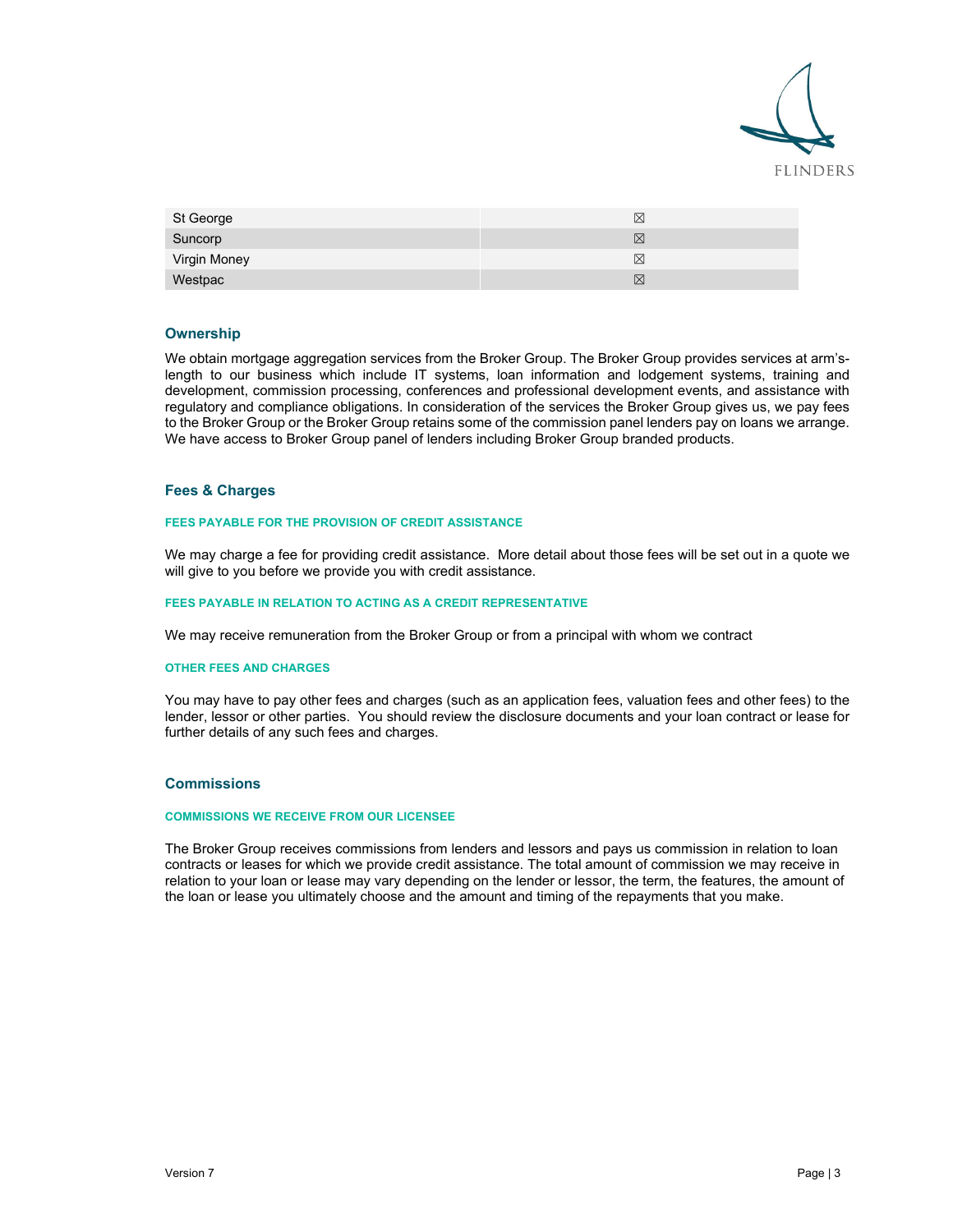| | |
|---|---|
| St George | ☒ |
| Suncorp | ☒ |
| Virgin Money | ☒ |
| Westpac | ☒ |

## Ownership

We obtain mortgage aggregation services from the Broker Group. The Broker Group provides services at arm's-length to our business which include IT systems, loan information and lodgement systems, training and development, commission processing, conferences and professional development events, and assistance with regulatory and compliance obligations. In consideration of the services the Broker Group gives us, we pay fees to the Broker Group or the Broker Group retains some of the commission panel lenders pay on loans we arrange. We have access to Broker Group panel of lenders including Broker Group branded products.

## Fees & Charges

### FEES PAYABLE FOR THE PROVISION OF CREDIT ASSISTANCE

We may charge a fee for providing credit assistance. More detail about those fees will be set out in a quote we will give to you before we provide you with credit assistance.

### FEES PAYABLE IN RELATION TO ACTING AS A CREDIT REPRESENTATIVE

We may receive remuneration from the Broker Group or from a principal with whom we contract

### OTHER FEES AND CHARGES

You may have to pay other fees and charges (such as an application fees, valuation fees and other fees) to the lender, lessor or other parties. You should review the disclosure documents and your loan contract or lease for further details of any such fees and charges.

## Commissions

### COMMISSIONS WE RECEIVE FROM OUR LICENSEE

The Broker Group receives commissions from lenders and lessors and pays us commission in relation to loan contracts or leases for which we provide credit assistance. The total amount of commission we may receive in relation to your loan or lease may vary depending on the lender or lessor, the term, the features, the amount of the loan or lease you ultimately choose and the amount and timing of the repayments that you make.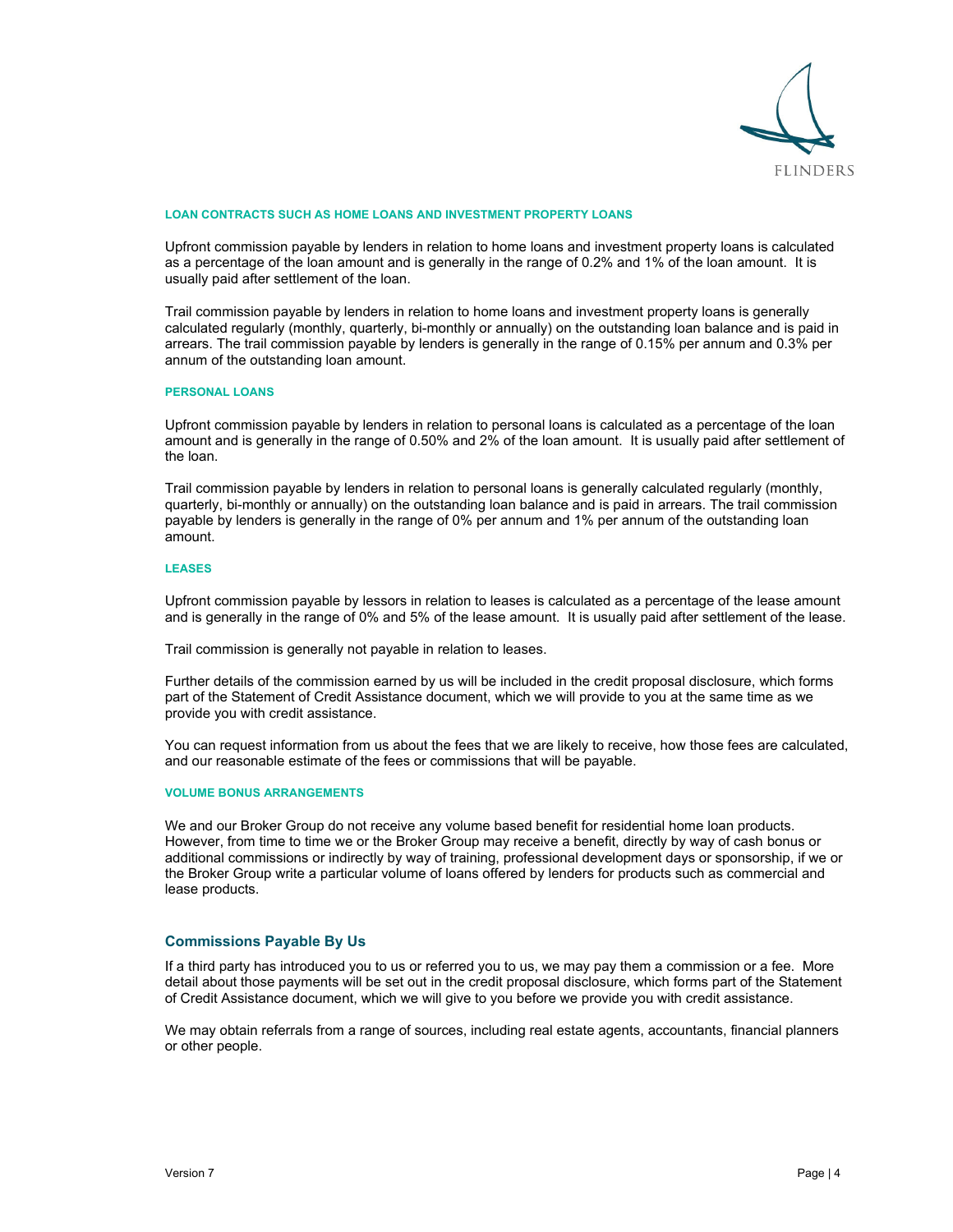#### LOAN CONTRACTS SUCH AS HOME LOANS AND INVESTMENT PROPERTY LOANS

Upfront commission payable by lenders in relation to home loans and investment property loans is calculated as a percentage of the loan amount and is generally in the range of 0.2% and 1% of the loan amount. It is usually paid after settlement of the loan.

Trail commission payable by lenders in relation to home loans and investment property loans is generally calculated regularly (monthly, quarterly, bi-monthly or annually) on the outstanding loan balance and is paid in arrears. The trail commission payable by lenders is generally in the range of 0.15% per annum and 0.3% per annum of the outstanding loan amount.

#### PERSONAL LOANS

Upfront commission payable by lenders in relation to personal loans is calculated as a percentage of the loan amount and is generally in the range of 0.50% and 2% of the loan amount. It is usually paid after settlement of the loan.

Trail commission payable by lenders in relation to personal loans is generally calculated regularly (monthly, quarterly, bi-monthly or annually) on the outstanding loan balance and is paid in arrears. The trail commission payable by lenders is generally in the range of 0% per annum and 1% per annum of the outstanding loan amount.

#### LEASES

Upfront commission payable by lessors in relation to leases is calculated as a percentage of the lease amount and is generally in the range of 0% and 5% of the lease amount. It is usually paid after settlement of the lease.

Trail commission is generally not payable in relation to leases.

Further details of the commission earned by us will be included in the credit proposal disclosure, which forms part of the Statement of Credit Assistance document, which we will provide to you at the same time as we provide you with credit assistance.

You can request information from us about the fees that we are likely to receive, how those fees are calculated, and our reasonable estimate of the fees or commissions that will be payable.

#### VOLUME BONUS ARRANGEMENTS

We and our Broker Group do not receive any volume based benefit for residential home loan products. However, from time to time we or the Broker Group may receive a benefit, directly by way of cash bonus or additional commissions or indirectly by way of training, professional development days or sponsorship, if we or the Broker Group write a particular volume of loans offered by lenders for products such as commercial and lease products.

### Commissions Payable By Us

If a third party has introduced you to us or referred you to us, we may pay them a commission or a fee. More detail about those payments will be set out in the credit proposal disclosure, which forms part of the Statement of Credit Assistance document, which we will give to you before we provide you with credit assistance.

We may obtain referrals from a range of sources, including real estate agents, accountants, financial planners or other people.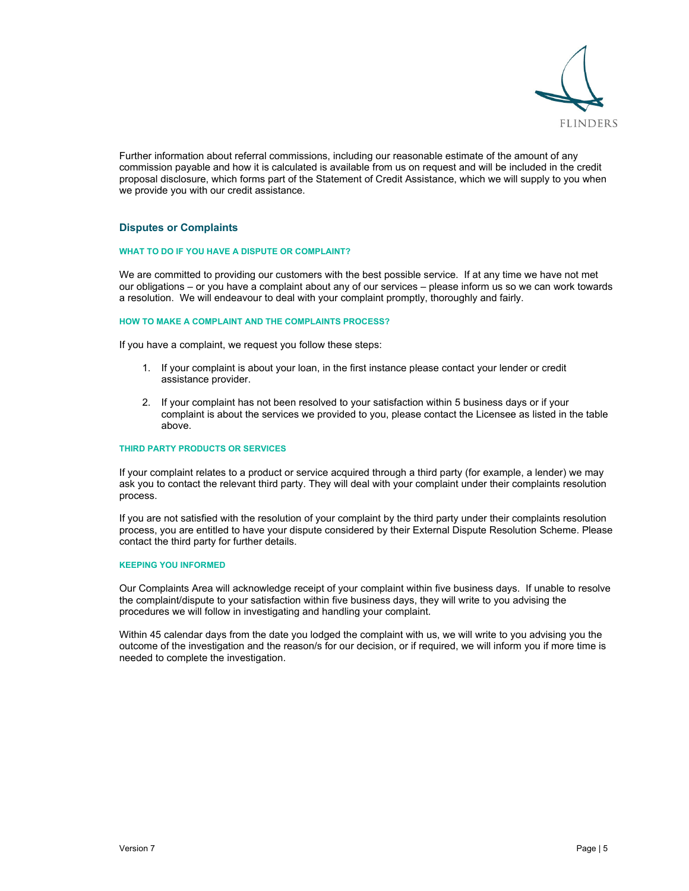Further information about referral commissions, including our reasonable estimate of the amount of any commission payable and how it is calculated is available from us on request and will be included in the credit proposal disclosure, which forms part of the Statement of Credit Assistance, which we will supply to you when we provide you with our credit assistance.

## Disputes or Complaints

#### WHAT TO DO IF YOU HAVE A DISPUTE OR COMPLAINT?

We are committed to providing our customers with the best possible service. If at any time we have not met our obligations – or you have a complaint about any of our services – please inform us so we can work towards a resolution. We will endeavour to deal with your complaint promptly, thoroughly and fairly.

#### HOW TO MAKE A COMPLAINT AND THE COMPLAINTS PROCESS?

If you have a complaint, we request you follow these steps:

1. If your complaint is about your loan, in the first instance please contact your lender or credit assistance provider.

2. If your complaint has not been resolved to your satisfaction within 5 business days or if your complaint is about the services we provided to you, please contact the Licensee as listed in the table above.

#### THIRD PARTY PRODUCTS OR SERVICES

If your complaint relates to a product or service acquired through a third party (for example, a lender) we may ask you to contact the relevant third party. They will deal with your complaint under their complaints resolution process.

If you are not satisfied with the resolution of your complaint by the third party under their complaints resolution process, you are entitled to have your dispute considered by their External Dispute Resolution Scheme. Please contact the third party for further details.

#### KEEPING YOU INFORMED

Our Complaints Area will acknowledge receipt of your complaint within five business days. If unable to resolve the complaint/dispute to your satisfaction within five business days, they will write to you advising the procedures we will follow in investigating and handling your complaint.

Within 45 calendar days from the date you lodged the complaint with us, we will write to you advising you the outcome of the investigation and the reason/s for our decision, or if required, we will inform you if more time is needed to complete the investigation.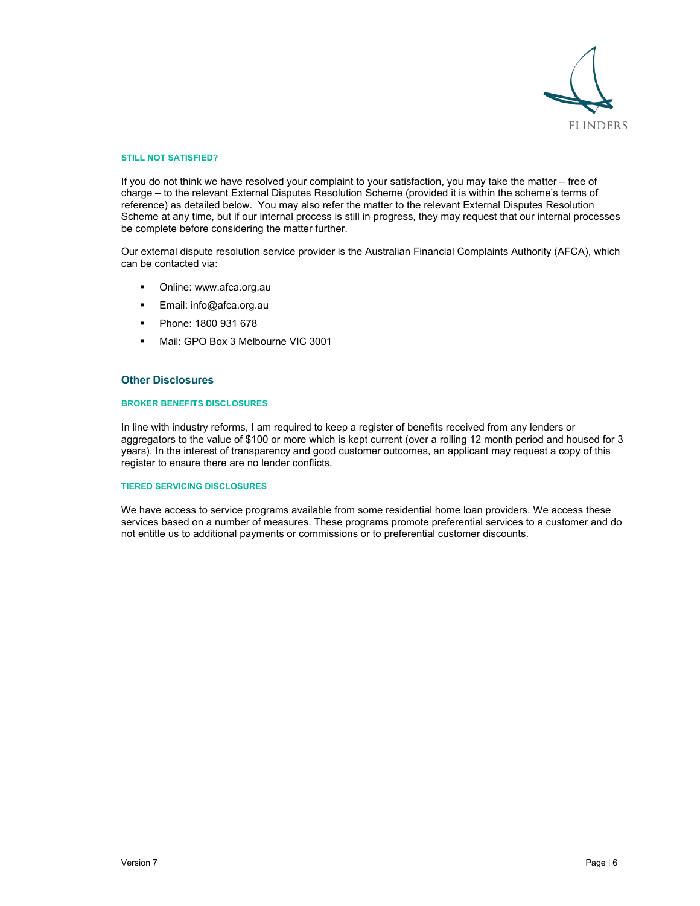#### STILL NOT SATISFIED?

If you do not think we have resolved your complaint to your satisfaction, you may take the matter – free of charge – to the relevant External Disputes Resolution Scheme (provided it is within the scheme's terms of reference) as detailed below. You may also refer the matter to the relevant External Disputes Resolution Scheme at any time, but if our internal process is still in progress, they may request that our internal processes be complete before considering the matter further.

Our external dispute resolution service provider is the Australian Financial Complaints Authority (AFCA), which can be contacted via:

- Online: www.afca.org.au
- Email: info@afca.org.au
- Phone: 1800 931 678
- Mail: GPO Box 3 Melbourne VIC 3001

## Other Disclosures

#### BROKER BENEFITS DISCLOSURES

In line with industry reforms, I am required to keep a register of benefits received from any lenders or aggregators to the value of $100 or more which is kept current (over a rolling 12 month period and housed for 3 years). In the interest of transparency and good customer outcomes, an applicant may request a copy of this register to ensure there are no lender conflicts.

#### TIERED SERVICING DISCLOSURES

We have access to service programs available from some residential home loan providers. We access these services based on a number of measures. These programs promote preferential services to a customer and do not entitle us to additional payments or commissions or to preferential customer discounts.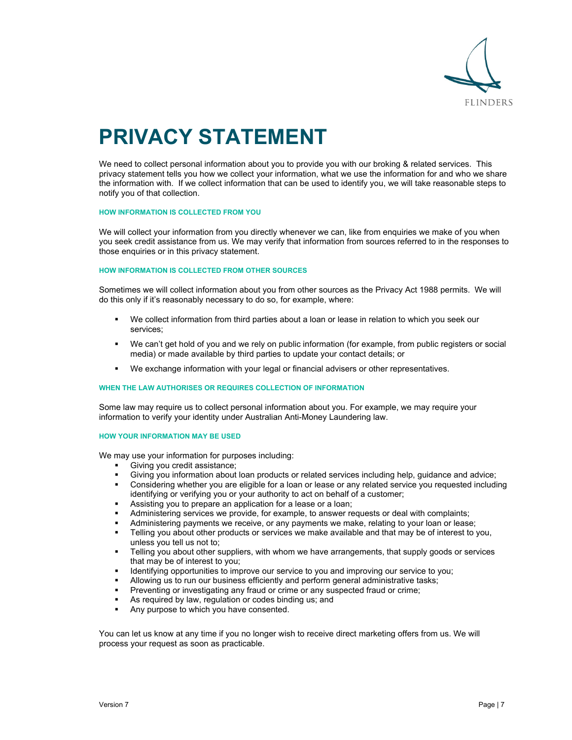# PRIVACY STATEMENT

We need to collect personal information about you to provide you with our broking & related services. This privacy statement tells you how we collect your information, what we use the information for and who we share the information with. If we collect information that can be used to identify you, we will take reasonable steps to notify you of that collection.

#### HOW INFORMATION IS COLLECTED FROM YOU

We will collect your information from you directly whenever we can, like from enquiries we make of you when you seek credit assistance from us. We may verify that information from sources referred to in the responses to those enquiries or in this privacy statement.

#### HOW INFORMATION IS COLLECTED FROM OTHER SOURCES

Sometimes we will collect information about you from other sources as the Privacy Act 1988 permits. We will do this only if it's reasonably necessary to do so, for example, where:

- We collect information from third parties about a loan or lease in relation to which you seek our services;
- We can't get hold of you and we rely on public information (for example, from public registers or social media) or made available by third parties to update your contact details; or
- We exchange information with your legal or financial advisers or other representatives.

#### WHEN THE LAW AUTHORISES OR REQUIRES COLLECTION OF INFORMATION

Some law may require us to collect personal information about you. For example, we may require your information to verify your identity under Australian Anti-Money Laundering law.

#### HOW YOUR INFORMATION MAY BE USED

We may use your information for purposes including:

- Giving you credit assistance;
- Giving you information about loan products or related services including help, guidance and advice;
- Considering whether you are eligible for a loan or lease or any related service you requested including identifying or verifying you or your authority to act on behalf of a customer;
- Assisting you to prepare an application for a lease or a loan;
- Administering services we provide, for example, to answer requests or deal with complaints;
- Administering payments we receive, or any payments we make, relating to your loan or lease;
- Telling you about other products or services we make available and that may be of interest to you, unless you tell us not to;
- Telling you about other suppliers, with whom we have arrangements, that supply goods or services that may be of interest to you;
- Identifying opportunities to improve our service to you and improving our service to you;
- Allowing us to run our business efficiently and perform general administrative tasks;
- Preventing or investigating any fraud or crime or any suspected fraud or crime;
- As required by law, regulation or codes binding us; and
- Any purpose to which you have consented.

You can let us know at any time if you no longer wish to receive direct marketing offers from us. We will process your request as soon as practicable.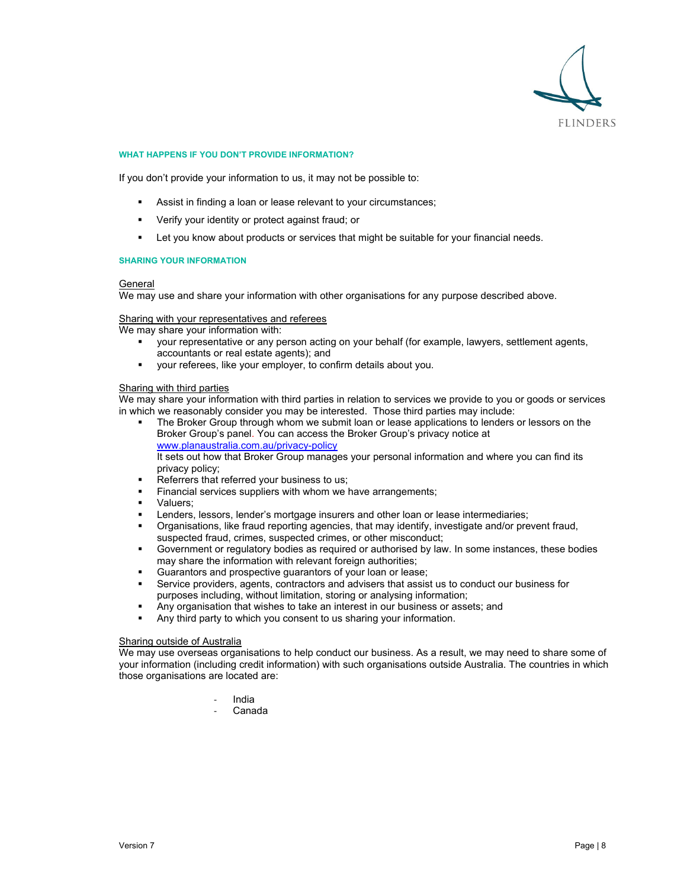#### WHAT HAPPENS IF YOU DON'T PROVIDE INFORMATION?

If you don't provide your information to us, it may not be possible to:

- Assist in finding a loan or lease relevant to your circumstances;
- Verify your identity or protect against fraud; or
- Let you know about products or services that might be suitable for your financial needs.

#### SHARING YOUR INFORMATION

<u>General</u>
We may use and share your information with other organisations for any purpose described above.

<u>Sharing with your representatives and referees</u>
We may share your information with:

- your representative or any person acting on your behalf (for example, lawyers, settlement agents, accountants or real estate agents); and
- your referees, like your employer, to confirm details about you.

<u>Sharing with third parties</u>
We may share your information with third parties in relation to services we provide to you or goods or services in which we reasonably consider you may be interested. Those third parties may include:

- The Broker Group through whom we submit loan or lease applications to lenders or lessors on the Broker Group's panel. You can access the Broker Group's privacy notice at [www.planaustralia.com.au/privacy-policy](http://www.planaustralia.com.au/privacy-policy)
  It sets out how that Broker Group manages your personal information and where you can find its privacy policy;
- Referrers that referred your business to us;
- Financial services suppliers with whom we have arrangements;
- Valuers;
- Lenders, lessors, lender's mortgage insurers and other loan or lease intermediaries;
- Organisations, like fraud reporting agencies, that may identify, investigate and/or prevent fraud, suspected fraud, crimes, suspected crimes, or other misconduct;
- Government or regulatory bodies as required or authorised by law. In some instances, these bodies may share the information with relevant foreign authorities;
- Guarantors and prospective guarantors of your loan or lease;
- Service providers, agents, contractors and advisers that assist us to conduct our business for purposes including, without limitation, storing or analysing information;
- Any organisation that wishes to take an interest in our business or assets; and
- Any third party to which you consent to us sharing your information.

<u>Sharing outside of Australia</u>
We may use overseas organisations to help conduct our business. As a result, we may need to share some of your information (including credit information) with such organisations outside Australia. The countries in which those organisations are located are:

- India
- Canada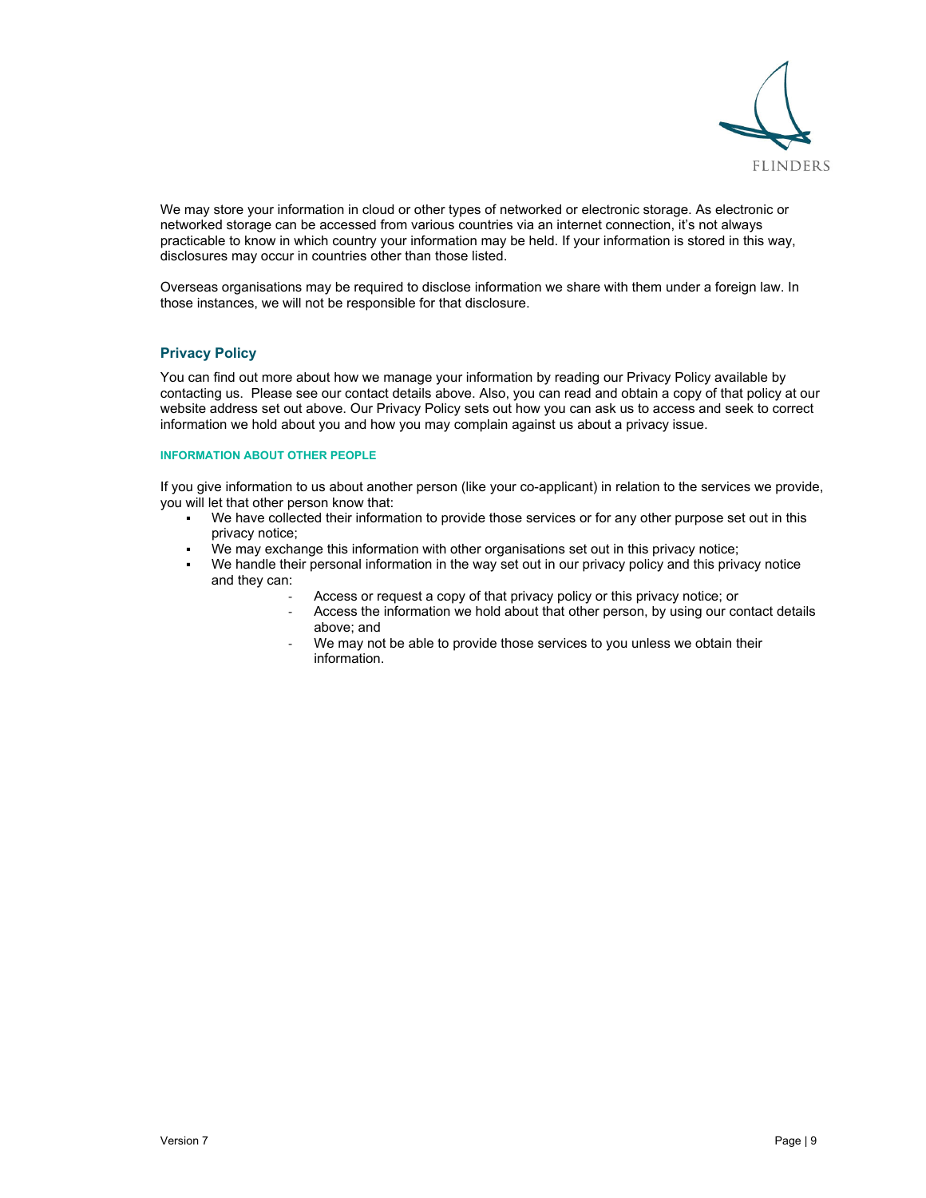We may store your information in cloud or other types of networked or electronic storage. As electronic or networked storage can be accessed from various countries via an internet connection, it's not always practicable to know in which country your information may be held. If your information is stored in this way, disclosures may occur in countries other than those listed.

Overseas organisations may be required to disclose information we share with them under a foreign law. In those instances, we will not be responsible for that disclosure.

## Privacy Policy

You can find out more about how we manage your information by reading our Privacy Policy available by contacting us. Please see our contact details above. Also, you can read and obtain a copy of that policy at our website address set out above. Our Privacy Policy sets out how you can ask us to access and seek to correct information we hold about you and how you may complain against us about a privacy issue.

### INFORMATION ABOUT OTHER PEOPLE

If you give information to us about another person (like your co-applicant) in relation to the services we provide, you will let that other person know that:

- We have collected their information to provide those services or for any other purpose set out in this privacy notice;
- We may exchange this information with other organisations set out in this privacy notice;
- We handle their personal information in the way set out in our privacy policy and this privacy notice and they can:
  - Access or request a copy of that privacy policy or this privacy notice; or
  - Access the information we hold about that other person, by using our contact details above; and
  - We may not be able to provide those services to you unless we obtain their information.